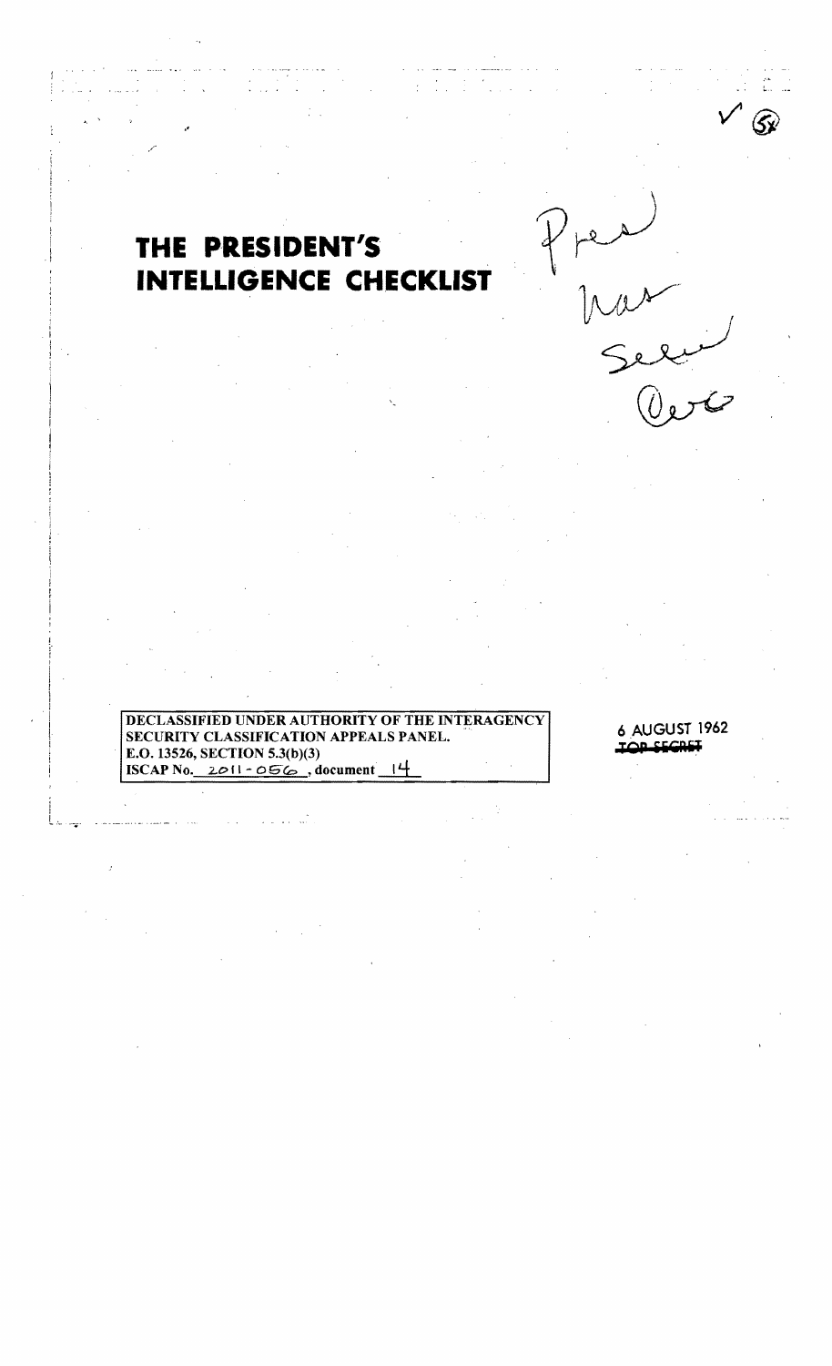# THE PRESIDENT'S INTELLIGENCE CHECKLIST

Pres has seen

Orig

DECLASSIFIED UNDER AUTHORITY OF THE INTERAGENCY SECURITY CLASSIFICATION APPEALS PANEL.
E.O. 13526, SECTION 5.3(b)(3)
ISCAP No. 2011-056, document 14

6 AUGUST 1962

~~TOP SECRET~~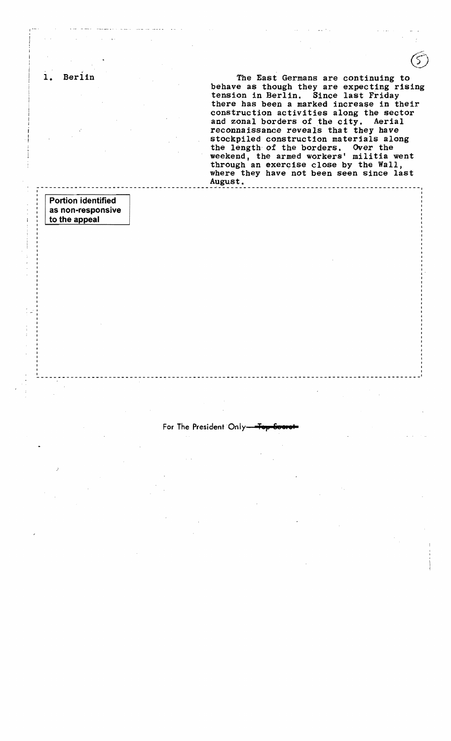1. Berlin

The East Germans are continuing to behave as though they are expecting rising tension in Berlin. Since last Friday there has been a marked increase in their construction activities along the sector and zonal borders of the city. Aerial reconnaissance reveals that they have stockpiled construction materials along the length of the borders. Over the weekend, the armed workers' militia went through an exercise close by the Wall, where they have not been seen since last August.

Portion identified as non-responsive to the appeal

For The President Only—~~Top Secret~~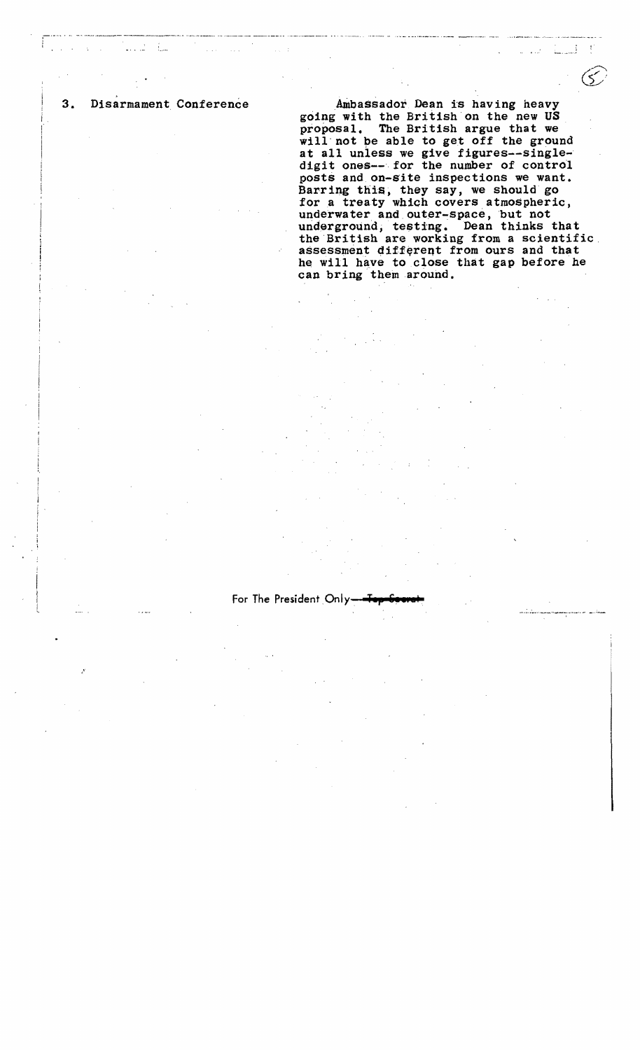3. Disarmament Conference

Ambassador Dean is having heavy going with the British on the new US proposal. The British argue that we will not be able to get off the ground at all unless we give figures--single-digit ones-- for the number of control posts and on-site inspections we want. Barring this, they say, we should go for a treaty which covers atmospheric, underwater and outer-space, but not underground, testing. Dean thinks that the British are working from a scientific assessment different from ours and that he will have to close that gap before he can bring them around.

For The President Only—~~Top Secret~~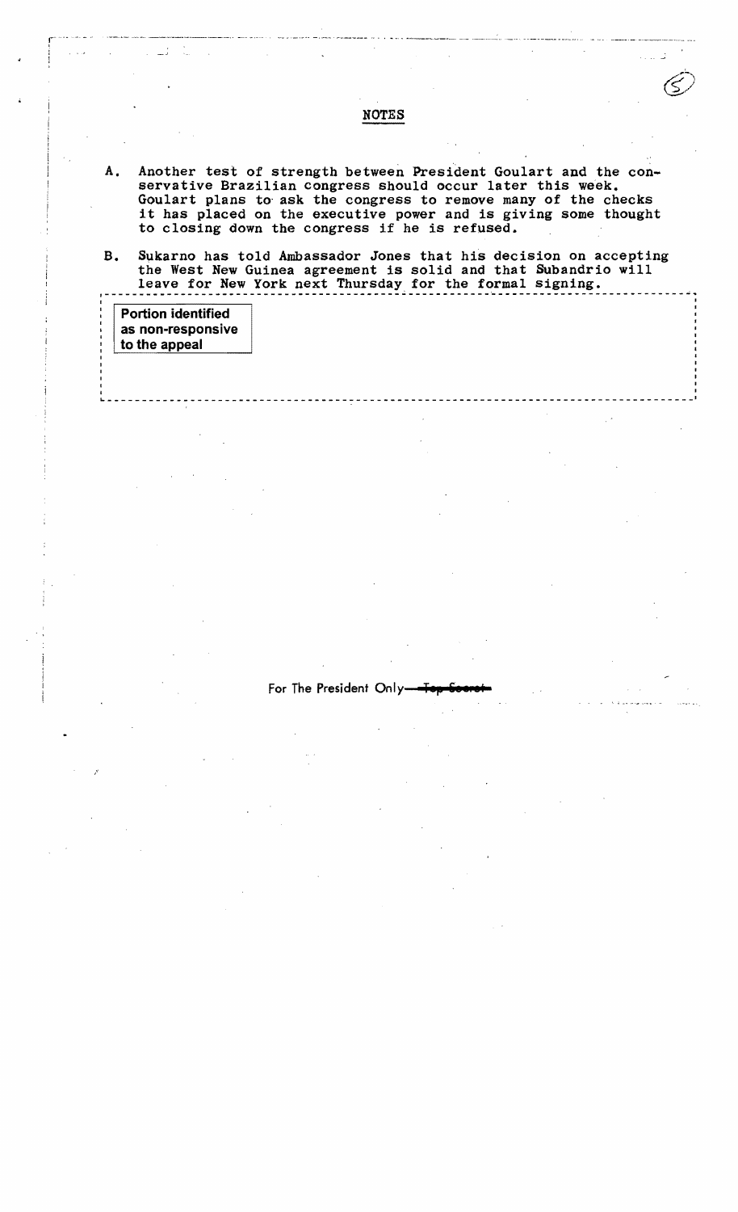## NOTES

A. Another test of strength between President Goulart and the conservative Brazilian congress should occur later this week. Goulart plans to ask the congress to remove many of the checks it has placed on the executive power and is giving some thought to closing down the congress if he is refused.

B. Sukarno has told Ambassador Jones that his decision on accepting the West New Guinea agreement is solid and that Subandrio will leave for New York next Thursday for the formal signing.

Portion identified as non-responsive to the appeal

For The President Only—~~Top Secret~~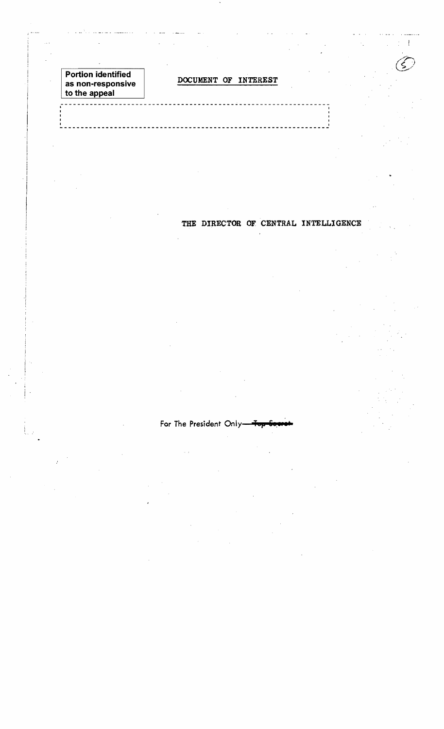Portion identified as non-responsive to the appeal

DOCUMENT OF INTEREST

THE DIRECTOR OF CENTRAL INTELLIGENCE

For The President Only—~~Top Secret~~